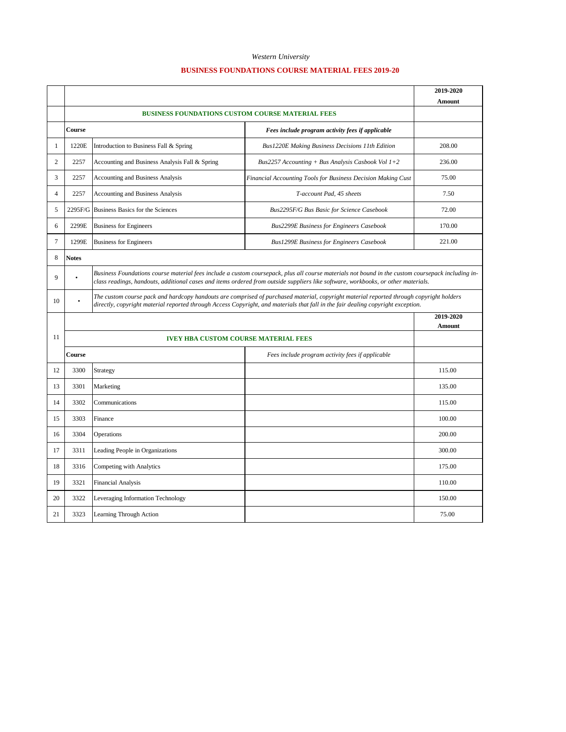*Western University*

## BUSINESS FOUNDATIONS COURSE MATERIAL FEES 2019-20

| | | | | **2019-2020 Amount** |
|---|---|---|---|---|
| | **BUSINESS FOUNDATIONS CUSTOM COURSE MATERIAL FEES** | | | |
| | **Course** | | ***Fees include program activity fees if applicable*** | |
| 1 | 1220E | Introduction to Business Fall & Spring | *Bus1220E Making Business Decisions 11th Edition* | 208.00 |
| 2 | 2257 | Accounting and Business Analysis Fall & Spring | *Bus2257 Accounting + Bus Analysis Casbook Vol 1+2* | 236.00 |
| 3 | 2257 | Accounting and Business Analysis | *Financial Accounting Tools for Business Decision Making Cust* | 75.00 |
| 4 | 2257 | Accounting and Business Analysis | *T-account Pad, 45 sheets* | 7.50 |
| 5 | 2295F/G | Business Basics for the Sciences | *Bus2295F/G Bus Basic for Science Casebook* | 72.00 |
| 6 | 2299E | Business for Engineers | *Bus2299E Business for Engineers Casebook* | 170.00 |
| 7 | 1299E | Business for Engineers | *Bus1299E Business for Engineers Casebook* | 221.00 |
| 8 | **Notes** | | | |
| 9 | • | *Business Foundations course material fees include a custom coursepack, plus all course materials not bound in the custom coursepack including in-class readings, handouts, additional cases and items ordered from outside suppliers like software, workbooks, or other materials.* | | |
| 10 | • | *The custom course pack and hardcopy handouts are comprised of purchased material, copyright material reported through copyright holders directly, copyright material reported through Access Copyright, and materials that fall in the fair dealing copyright exception.* | | |
| 11 | | | | **2019-2020 Amount** |
| | **IVEY HBA CUSTOM COURSE MATERIAL FEES** | | | |
| | **Course** | | *Fees include program activity fees if applicable* | |
| 12 | 3300 | Strategy | | 115.00 |
| 13 | 3301 | Marketing | | 135.00 |
| 14 | 3302 | Communications | | 115.00 |
| 15 | 3303 | Finance | | 100.00 |
| 16 | 3304 | Operations | | 200.00 |
| 17 | 3311 | Leading People in Organizations | | 300.00 |
| 18 | 3316 | Competing with Analytics | | 175.00 |
| 19 | 3321 | Financial Analysis | | 110.00 |
| 20 | 3322 | Leveraging Information Technology | | 150.00 |
| 21 | 3323 | Learning Through Action | | 75.00 |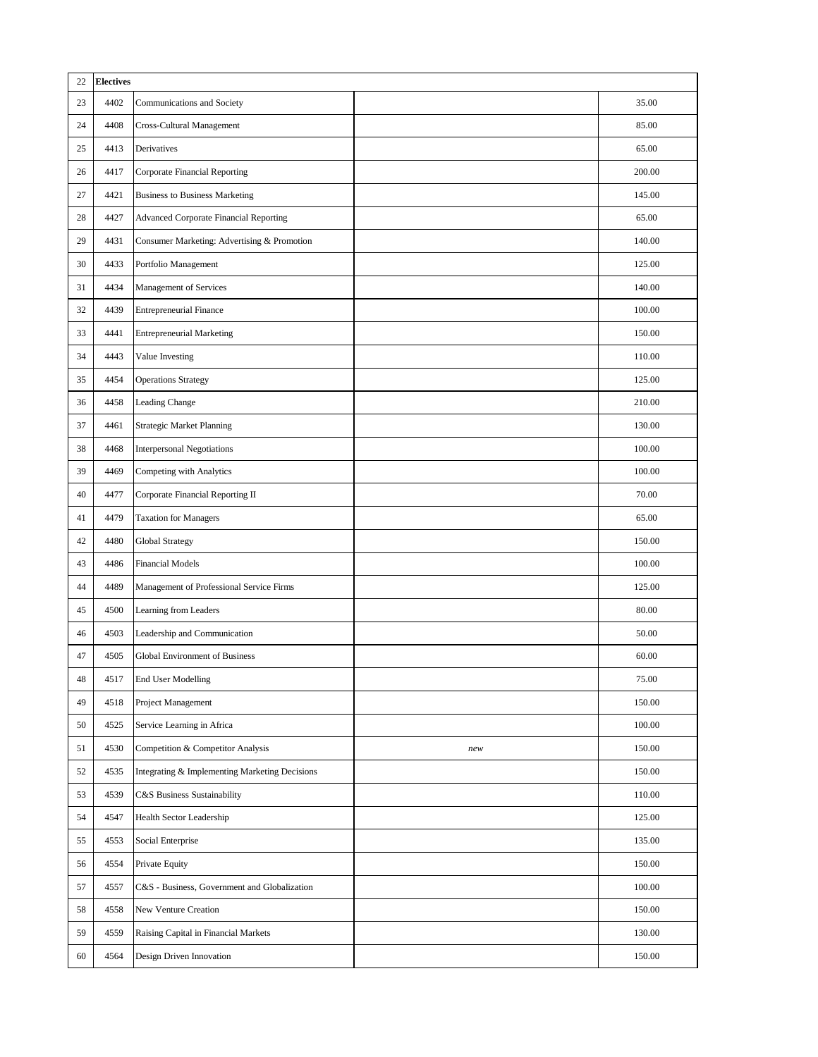| 22 | **Electives** | | | |
|---|---|---|---|---|
| 23 | 4402 | Communications and Society | | 35.00 |
| 24 | 4408 | Cross-Cultural Management | | 85.00 |
| 25 | 4413 | Derivatives | | 65.00 |
| 26 | 4417 | Corporate Financial Reporting | | 200.00 |
| 27 | 4421 | Business to Business Marketing | | 145.00 |
| 28 | 4427 | Advanced Corporate Financial Reporting | | 65.00 |
| 29 | 4431 | Consumer Marketing: Advertising & Promotion | | 140.00 |
| 30 | 4433 | Portfolio Management | | 125.00 |
| 31 | 4434 | Management of Services | | 140.00 |
| 32 | 4439 | Entrepreneurial Finance | | 100.00 |
| 33 | 4441 | Entrepreneurial Marketing | | 150.00 |
| 34 | 4443 | Value Investing | | 110.00 |
| 35 | 4454 | Operations Strategy | | 125.00 |
| 36 | 4458 | Leading Change | | 210.00 |
| 37 | 4461 | Strategic Market Planning | | 130.00 |
| 38 | 4468 | Interpersonal Negotiations | | 100.00 |
| 39 | 4469 | Competing with Analytics | | 100.00 |
| 40 | 4477 | Corporate Financial Reporting II | | 70.00 |
| 41 | 4479 | Taxation for Managers | | 65.00 |
| 42 | 4480 | Global Strategy | | 150.00 |
| 43 | 4486 | Financial Models | | 100.00 |
| 44 | 4489 | Management of Professional Service Firms | | 125.00 |
| 45 | 4500 | Learning from Leaders | | 80.00 |
| 46 | 4503 | Leadership and Communication | | 50.00 |
| 47 | 4505 | Global Environment of Business | | 60.00 |
| 48 | 4517 | End User Modelling | | 75.00 |
| 49 | 4518 | Project Management | | 150.00 |
| 50 | 4525 | Service Learning in Africa | | 100.00 |
| 51 | 4530 | Competition & Competitor Analysis | *new* | 150.00 |
| 52 | 4535 | Integrating & Implementing Marketing Decisions | | 150.00 |
| 53 | 4539 | C&S Business Sustainability | | 110.00 |
| 54 | 4547 | Health Sector Leadership | | 125.00 |
| 55 | 4553 | Social Enterprise | | 135.00 |
| 56 | 4554 | Private Equity | | 150.00 |
| 57 | 4557 | C&S - Business, Government and Globalization | | 100.00 |
| 58 | 4558 | New Venture Creation | | 150.00 |
| 59 | 4559 | Raising Capital in Financial Markets | | 130.00 |
| 60 | 4564 | Design Driven Innovation | | 150.00 |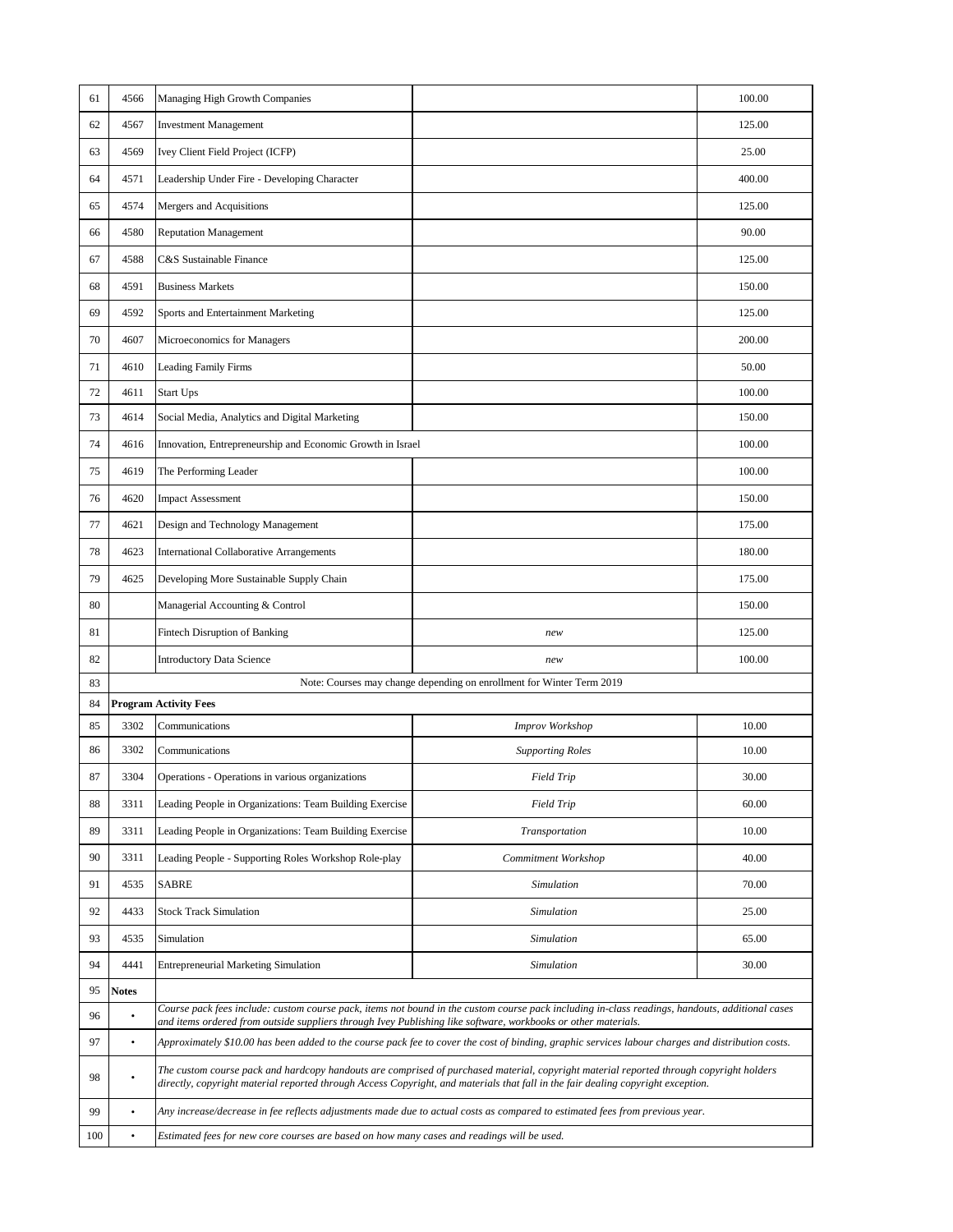| | | | | |
|---|---|---|---|---|
| 61 | 4566 | Managing High Growth Companies | | 100.00 |
| 62 | 4567 | Investment Management | | 125.00 |
| 63 | 4569 | Ivey Client Field Project (ICFP) | | 25.00 |
| 64 | 4571 | Leadership Under Fire - Developing Character | | 400.00 |
| 65 | 4574 | Mergers and Acquisitions | | 125.00 |
| 66 | 4580 | Reputation Management | | 90.00 |
| 67 | 4588 | C&S Sustainable Finance | | 125.00 |
| 68 | 4591 | Business Markets | | 150.00 |
| 69 | 4592 | Sports and Entertainment Marketing | | 125.00 |
| 70 | 4607 | Microeconomics for Managers | | 200.00 |
| 71 | 4610 | Leading Family Firms | | 50.00 |
| 72 | 4611 | Start Ups | | 100.00 |
| 73 | 4614 | Social Media, Analytics and Digital Marketing | | 150.00 |
| 74 | 4616 | Innovation, Entrepreneurship and Economic Growth in Israel | | 100.00 |
| 75 | 4619 | The Performing Leader | | 100.00 |
| 76 | 4620 | Impact Assessment | | 150.00 |
| 77 | 4621 | Design and Technology Management | | 175.00 |
| 78 | 4623 | International Collaborative Arrangements | | 180.00 |
| 79 | 4625 | Developing More Sustainable Supply Chain | | 175.00 |
| 80 | | Managerial Accounting & Control | | 150.00 |
| 81 | | Fintech Disruption of Banking | *new* | 125.00 |
| 82 | | Introductory Data Science | *new* | 100.00 |
| 83 | | Note: Courses may change depending on enrollment for Winter Term 2019 | | |
| 84 | **Program Activity Fees** | | | |
| 85 | 3302 | Communications | *Improv Workshop* | 10.00 |
| 86 | 3302 | Communications | *Supporting Roles* | 10.00 |
| 87 | 3304 | Operations - Operations in various organizations | *Field Trip* | 30.00 |
| 88 | 3311 | Leading People in Organizations: Team Building Exercise | *Field Trip* | 60.00 |
| 89 | 3311 | Leading People in Organizations: Team Building Exercise | *Transportation* | 10.00 |
| 90 | 3311 | Leading People - Supporting Roles Workshop Role-play | *Commitment Workshop* | 40.00 |
| 91 | 4535 | SABRE | *Simulation* | 70.00 |
| 92 | 4433 | Stock Track Simulation | *Simulation* | 25.00 |
| 93 | 4535 | Simulation | *Simulation* | 65.00 |
| 94 | 4441 | Entrepreneurial Marketing Simulation | *Simulation* | 30.00 |
| 95 | **Notes** | | | |
| 96 | • | *Course pack fees include: custom course pack, items not bound in the custom course pack including in-class readings, handouts, additional cases and items ordered from outside suppliers through Ivey Publishing like software, workbooks or other materials.* | | |
| 97 | • | *Approximately $10.00 has been added to the course pack fee to cover the cost of binding, graphic services labour charges and distribution costs.* | | |
| 98 | • | *The custom course pack and hardcopy handouts are comprised of purchased material, copyright material reported through copyright holders directly, copyright material reported through Access Copyright, and materials that fall in the fair dealing copyright exception.* | | |
| 99 | • | *Any increase/decrease in fee reflects adjustments made due to actual costs as compared to estimated fees from previous year.* | | |
| 100 | • | *Estimated fees for new core courses are based on how many cases and readings will be used.* | | |